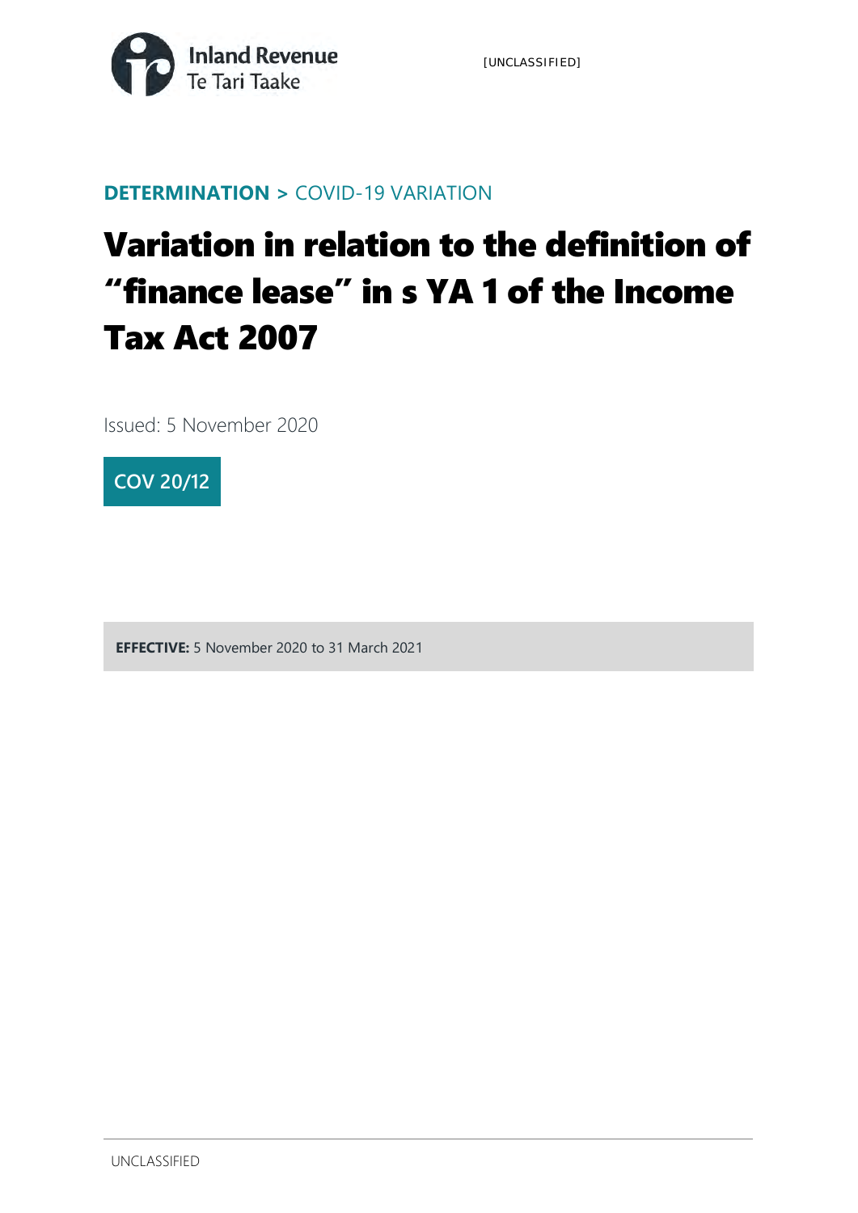**DETERMINATION >** COVID-19 VARIATION

# Variation in relation to the definition of "finance lease" in s YA 1 of the Income Tax Act 2007

Issued: 5 November 2020

**COV 20/12**

**EFFECTIVE:** 5 November 2020 to 31 March 2021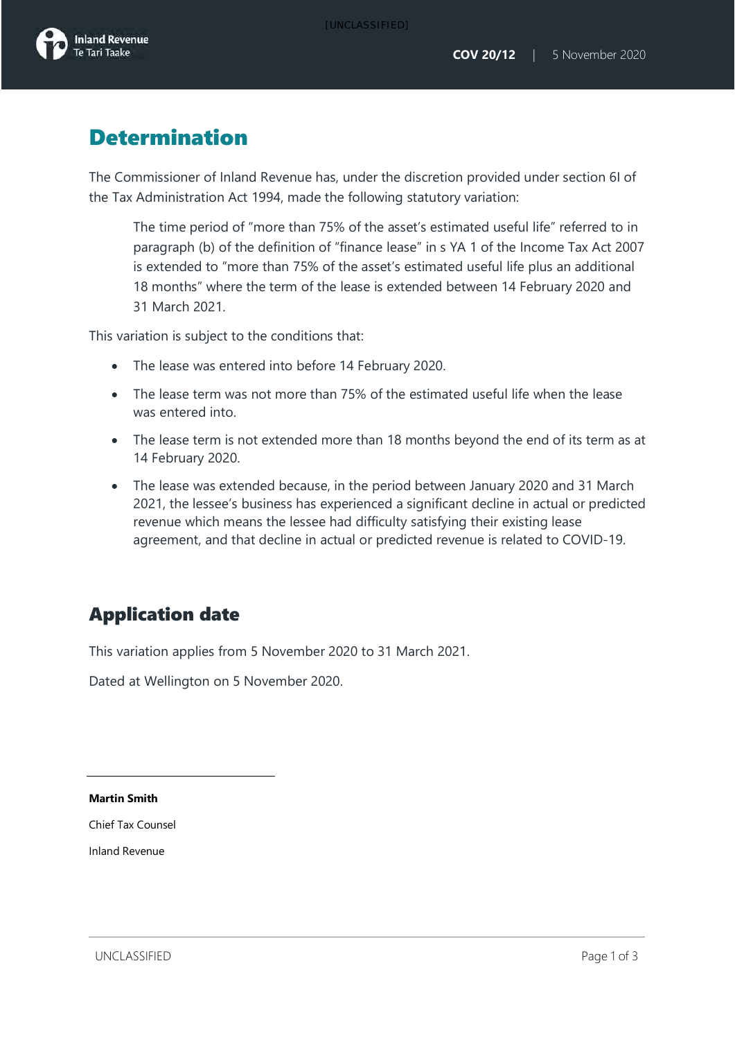# Determination

The Commissioner of Inland Revenue has, under the discretion provided under section 6I of the Tax Administration Act 1994, made the following statutory variation:

> The time period of "more than 75% of the asset's estimated useful life" referred to in paragraph (b) of the definition of "finance lease" in s YA 1 of the Income Tax Act 2007 is extended to "more than 75% of the asset's estimated useful life plus an additional 18 months" where the term of the lease is extended between 14 February 2020 and 31 March 2021.

This variation is subject to the conditions that:

- The lease was entered into before 14 February 2020.
- The lease term was not more than 75% of the estimated useful life when the lease was entered into.
- The lease term is not extended more than 18 months beyond the end of its term as at 14 February 2020.
- The lease was extended because, in the period between January 2020 and 31 March 2021, the lessee's business has experienced a significant decline in actual or predicted revenue which means the lessee had difficulty satisfying their existing lease agreement, and that decline in actual or predicted revenue is related to COVID-19.

# Application date

This variation applies from 5 November 2020 to 31 March 2021.

Dated at Wellington on 5 November 2020.

**Martin Smith**

Chief Tax Counsel

Inland Revenue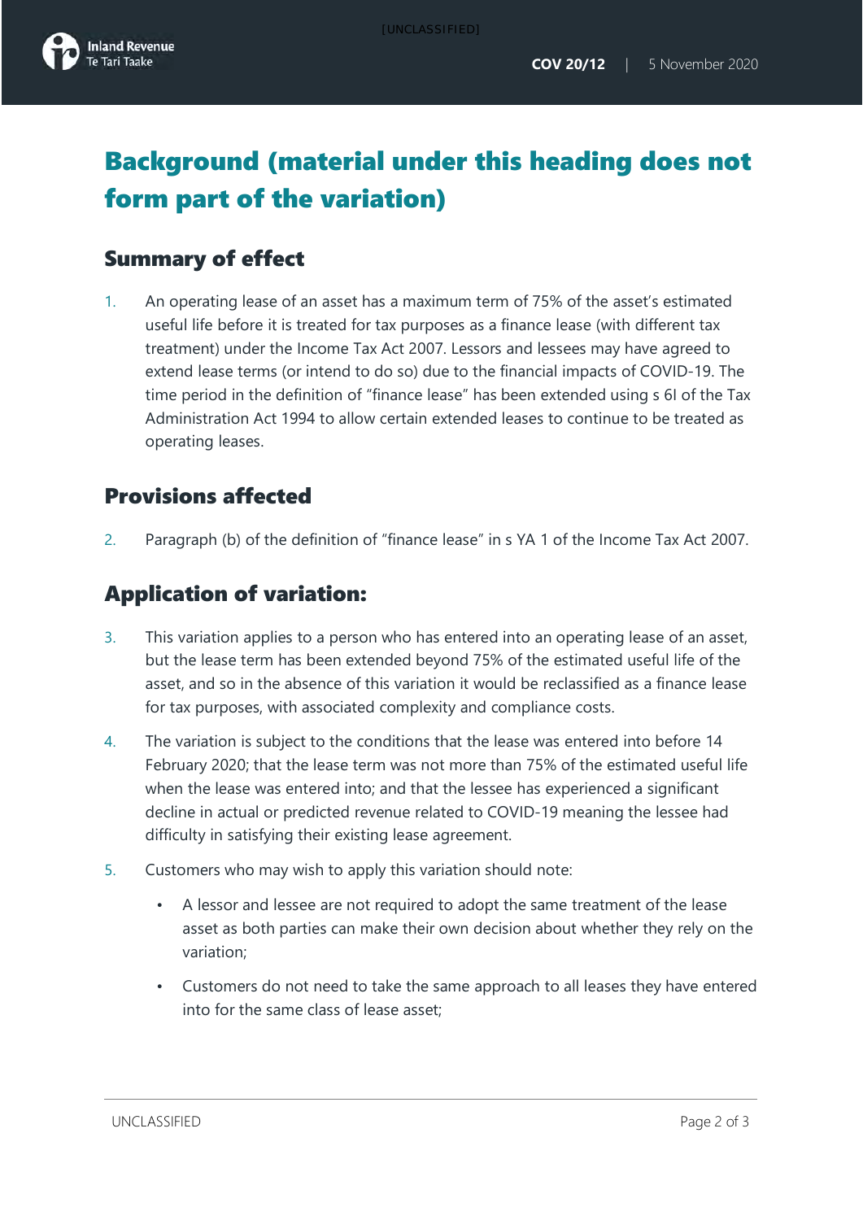# Background (material under this heading does not form part of the variation)

## Summary of effect

1. An operating lease of an asset has a maximum term of 75% of the asset's estimated useful life before it is treated for tax purposes as a finance lease (with different tax treatment) under the Income Tax Act 2007. Lessors and lessees may have agreed to extend lease terms (or intend to do so) due to the financial impacts of COVID-19. The time period in the definition of "finance lease" has been extended using s 6I of the Tax Administration Act 1994 to allow certain extended leases to continue to be treated as operating leases.

## Provisions affected

2. Paragraph (b) of the definition of "finance lease" in s YA 1 of the Income Tax Act 2007.

## Application of variation:

3. This variation applies to a person who has entered into an operating lease of an asset, but the lease term has been extended beyond 75% of the estimated useful life of the asset, and so in the absence of this variation it would be reclassified as a finance lease for tax purposes, with associated complexity and compliance costs.
4. The variation is subject to the conditions that the lease was entered into before 14 February 2020; that the lease term was not more than 75% of the estimated useful life when the lease was entered into; and that the lessee has experienced a significant decline in actual or predicted revenue related to COVID-19 meaning the lessee had difficulty in satisfying their existing lease agreement.
5. Customers who may wish to apply this variation should note:
   - A lessor and lessee are not required to adopt the same treatment of the lease asset as both parties can make their own decision about whether they rely on the variation;
   - Customers do not need to take the same approach to all leases they have entered into for the same class of lease asset;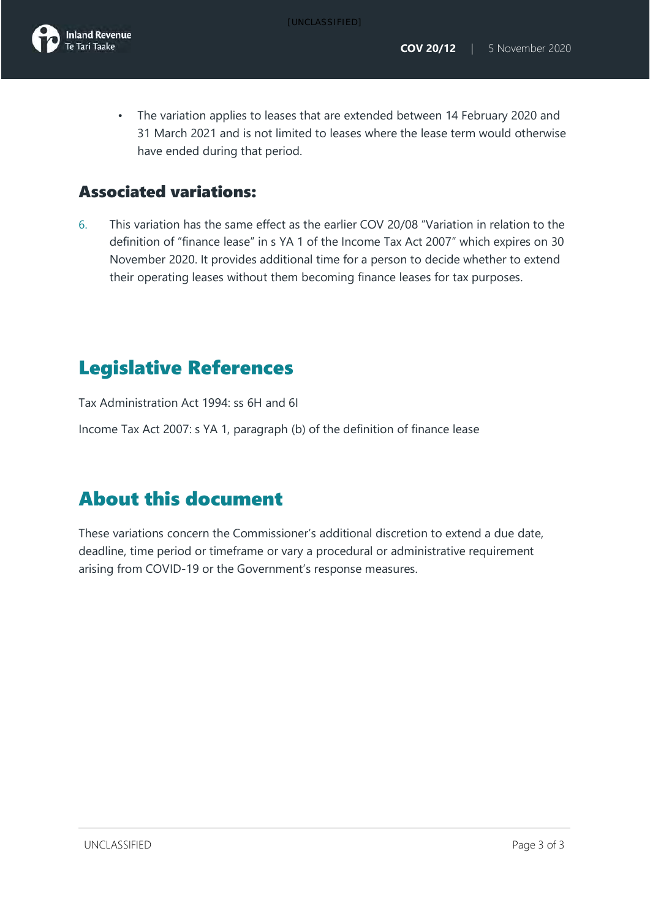- The variation applies to leases that are extended between 14 February 2020 and 31 March 2021 and is not limited to leases where the lease term would otherwise have ended during that period.

### Associated variations:

6. This variation has the same effect as the earlier COV 20/08 "Variation in relation to the definition of "finance lease" in s YA 1 of the Income Tax Act 2007" which expires on 30 November 2020. It provides additional time for a person to decide whether to extend their operating leases without them becoming finance leases for tax purposes.

## Legislative References

Tax Administration Act 1994: ss 6H and 6I

Income Tax Act 2007: s YA 1, paragraph (b) of the definition of finance lease

## About this document

These variations concern the Commissioner's additional discretion to extend a due date, deadline, time period or timeframe or vary a procedural or administrative requirement arising from COVID-19 or the Government's response measures.